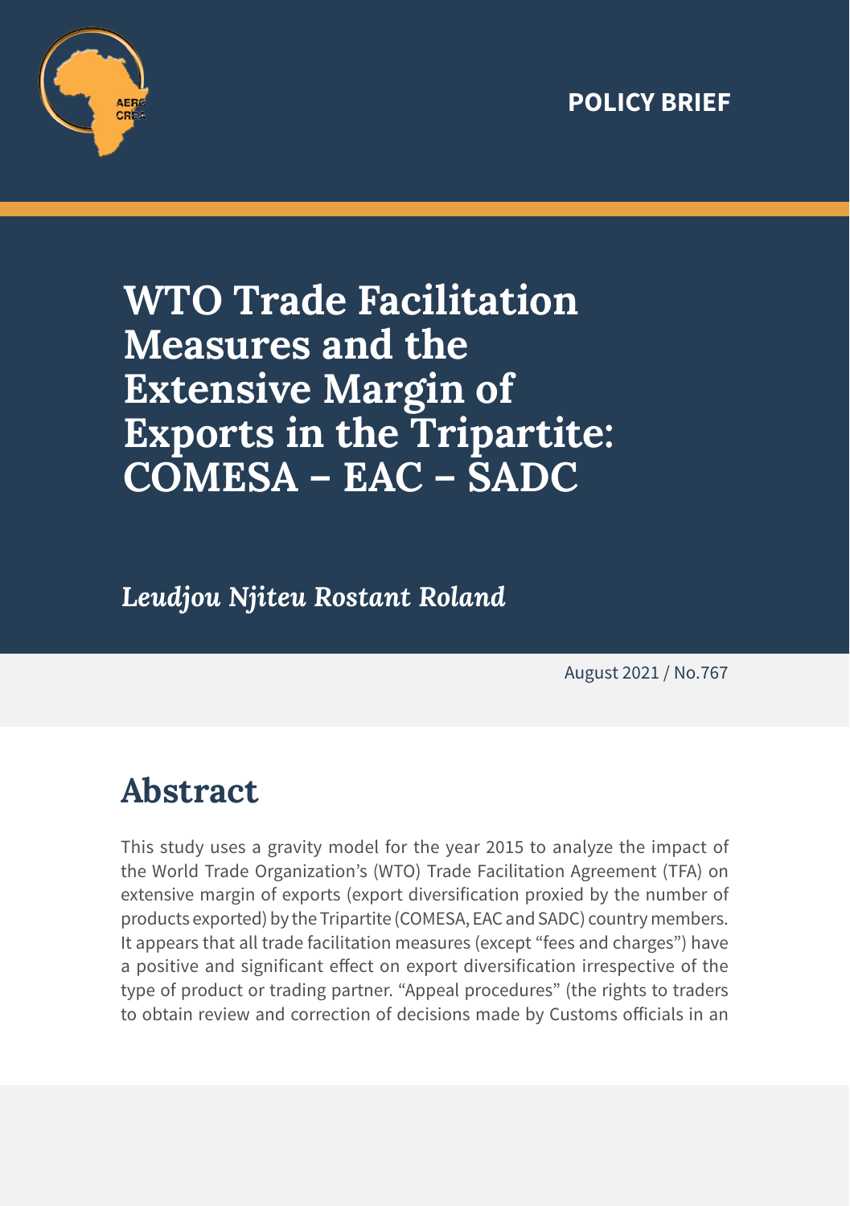POLICY BRIEF

# WTO Trade Facilitation Measures and the Extensive Margin of Exports in the Tripartite: COMESA – EAC – SADC

*Leudjou Njiteu Rostant Roland*

August 2021 / No.767

## Abstract

This study uses a gravity model for the year 2015 to analyze the impact of the World Trade Organization's (WTO) Trade Facilitation Agreement (TFA) on extensive margin of exports (export diversification proxied by the number of products exported) by the Tripartite (COMESA, EAC and SADC) country members. It appears that all trade facilitation measures (except "fees and charges") have a positive and significant effect on export diversification irrespective of the type of product or trading partner. "Appeal procedures" (the rights to traders to obtain review and correction of decisions made by Customs officials in an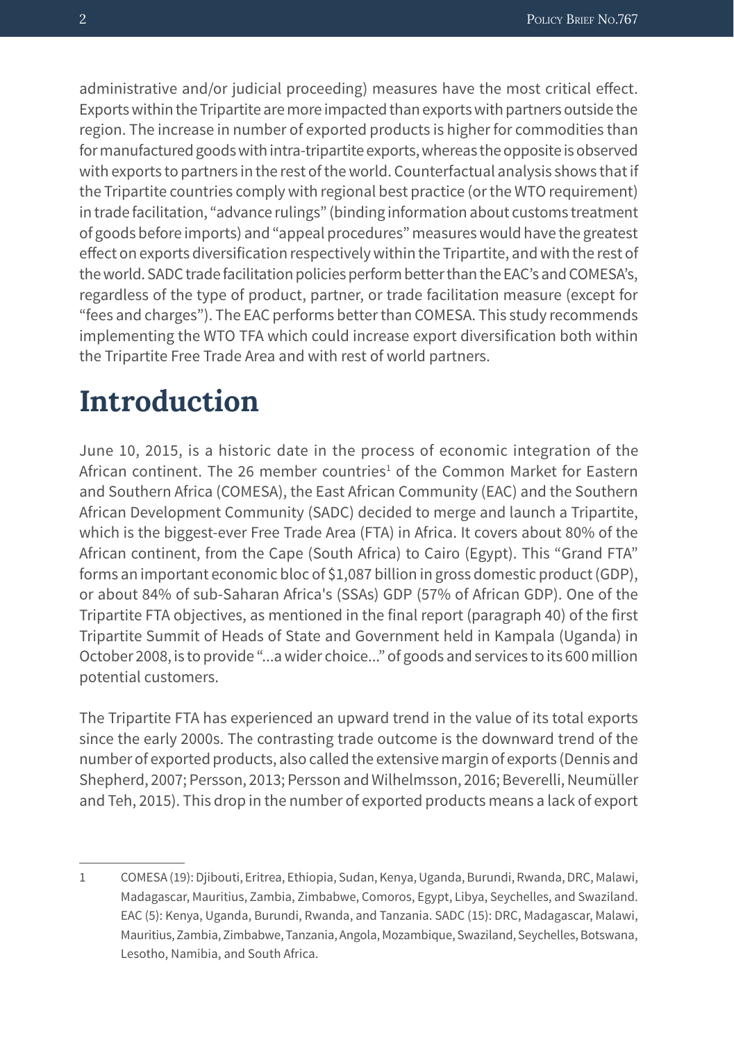administrative and/or judicial proceeding) measures have the most critical effect. Exports within the Tripartite are more impacted than exports with partners outside the region. The increase in number of exported products is higher for commodities than for manufactured goods with intra-tripartite exports, whereas the opposite is observed with exports to partners in the rest of the world. Counterfactual analysis shows that if the Tripartite countries comply with regional best practice (or the WTO requirement) in trade facilitation, "advance rulings" (binding information about customs treatment of goods before imports) and "appeal procedures" measures would have the greatest effect on exports diversification respectively within the Tripartite, and with the rest of the world. SADC trade facilitation policies perform better than the EAC's and COMESA's, regardless of the type of product, partner, or trade facilitation measure (except for "fees and charges"). The EAC performs better than COMESA. This study recommends implementing the WTO TFA which could increase export diversification both within the Tripartite Free Trade Area and with rest of world partners.

# Introduction

June 10, 2015, is a historic date in the process of economic integration of the African continent. The 26 member countries[1] of the Common Market for Eastern and Southern Africa (COMESA), the East African Community (EAC) and the Southern African Development Community (SADC) decided to merge and launch a Tripartite, which is the biggest-ever Free Trade Area (FTA) in Africa. It covers about 80% of the African continent, from the Cape (South Africa) to Cairo (Egypt). This "Grand FTA" forms an important economic bloc of $1,087 billion in gross domestic product (GDP), or about 84% of sub-Saharan Africa's (SSAs) GDP (57% of African GDP). One of the Tripartite FTA objectives, as mentioned in the final report (paragraph 40) of the first Tripartite Summit of Heads of State and Government held in Kampala (Uganda) in October 2008, is to provide "...a wider choice..." of goods and services to its 600 million potential customers.

The Tripartite FTA has experienced an upward trend in the value of its total exports since the early 2000s. The contrasting trade outcome is the downward trend of the number of exported products, also called the extensive margin of exports (Dennis and Shepherd, 2007; Persson, 2013; Persson and Wilhelmsson, 2016; Beverelli, Neumüller and Teh, 2015). This drop in the number of exported products means a lack of export

---

1 COMESA (19): Djibouti, Eritrea, Ethiopia, Sudan, Kenya, Uganda, Burundi, Rwanda, DRC, Malawi, Madagascar, Mauritius, Zambia, Zimbabwe, Comoros, Egypt, Libya, Seychelles, and Swaziland. EAC (5): Kenya, Uganda, Burundi, Rwanda, and Tanzania. SADC (15): DRC, Madagascar, Malawi, Mauritius, Zambia, Zimbabwe, Tanzania, Angola, Mozambique, Swaziland, Seychelles, Botswana, Lesotho, Namibia, and South Africa.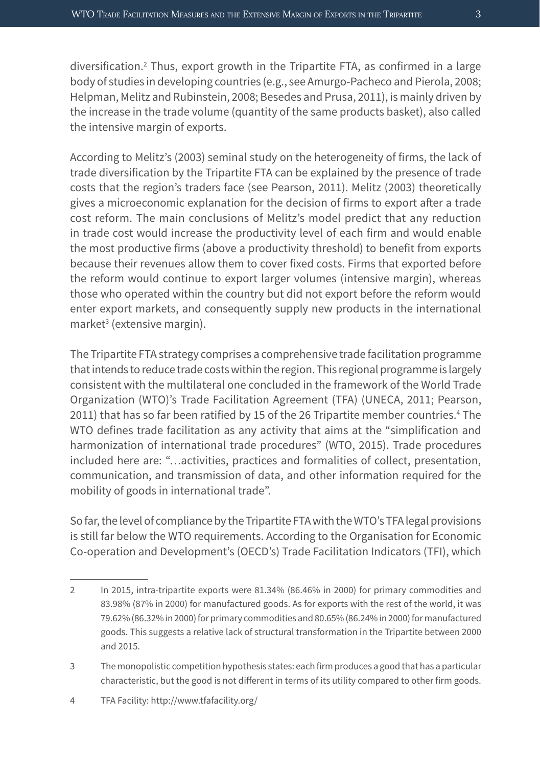diversification.[2] Thus, export growth in the Tripartite FTA, as confirmed in a large body of studies in developing countries (e.g., see Amurgo-Pacheco and Pierola, 2008; Helpman, Melitz and Rubinstein, 2008; Besedes and Prusa, 2011), is mainly driven by the increase in the trade volume (quantity of the same products basket), also called the intensive margin of exports.

According to Melitz's (2003) seminal study on the heterogeneity of firms, the lack of trade diversification by the Tripartite FTA can be explained by the presence of trade costs that the region's traders face (see Pearson, 2011). Melitz (2003) theoretically gives a microeconomic explanation for the decision of firms to export after a trade cost reform. The main conclusions of Melitz's model predict that any reduction in trade cost would increase the productivity level of each firm and would enable the most productive firms (above a productivity threshold) to benefit from exports because their revenues allow them to cover fixed costs. Firms that exported before the reform would continue to export larger volumes (intensive margin), whereas those who operated within the country but did not export before the reform would enter export markets, and consequently supply new products in the international market[3] (extensive margin).

The Tripartite FTA strategy comprises a comprehensive trade facilitation programme that intends to reduce trade costs within the region. This regional programme is largely consistent with the multilateral one concluded in the framework of the World Trade Organization (WTO)'s Trade Facilitation Agreement (TFA) (UNECA, 2011; Pearson, 2011) that has so far been ratified by 15 of the 26 Tripartite member countries.[4] The WTO defines trade facilitation as any activity that aims at the "simplification and harmonization of international trade procedures" (WTO, 2015). Trade procedures included here are: "…activities, practices and formalities of collect, presentation, communication, and transmission of data, and other information required for the mobility of goods in international trade".

So far, the level of compliance by the Tripartite FTA with the WTO's TFA legal provisions is still far below the WTO requirements. According to the Organisation for Economic Co-operation and Development's (OECD's) Trade Facilitation Indicators (TFI), which

---

2 In 2015, intra-tripartite exports were 81.34% (86.46% in 2000) for primary commodities and 83.98% (87% in 2000) for manufactured goods. As for exports with the rest of the world, it was 79.62% (86.32% in 2000) for primary commodities and 80.65% (86.24% in 2000) for manufactured goods. This suggests a relative lack of structural transformation in the Tripartite between 2000 and 2015.

3 The monopolistic competition hypothesis states: each firm produces a good that has a particular characteristic, but the good is not different in terms of its utility compared to other firm goods.

4 TFA Facility: http://www.tfafacility.org/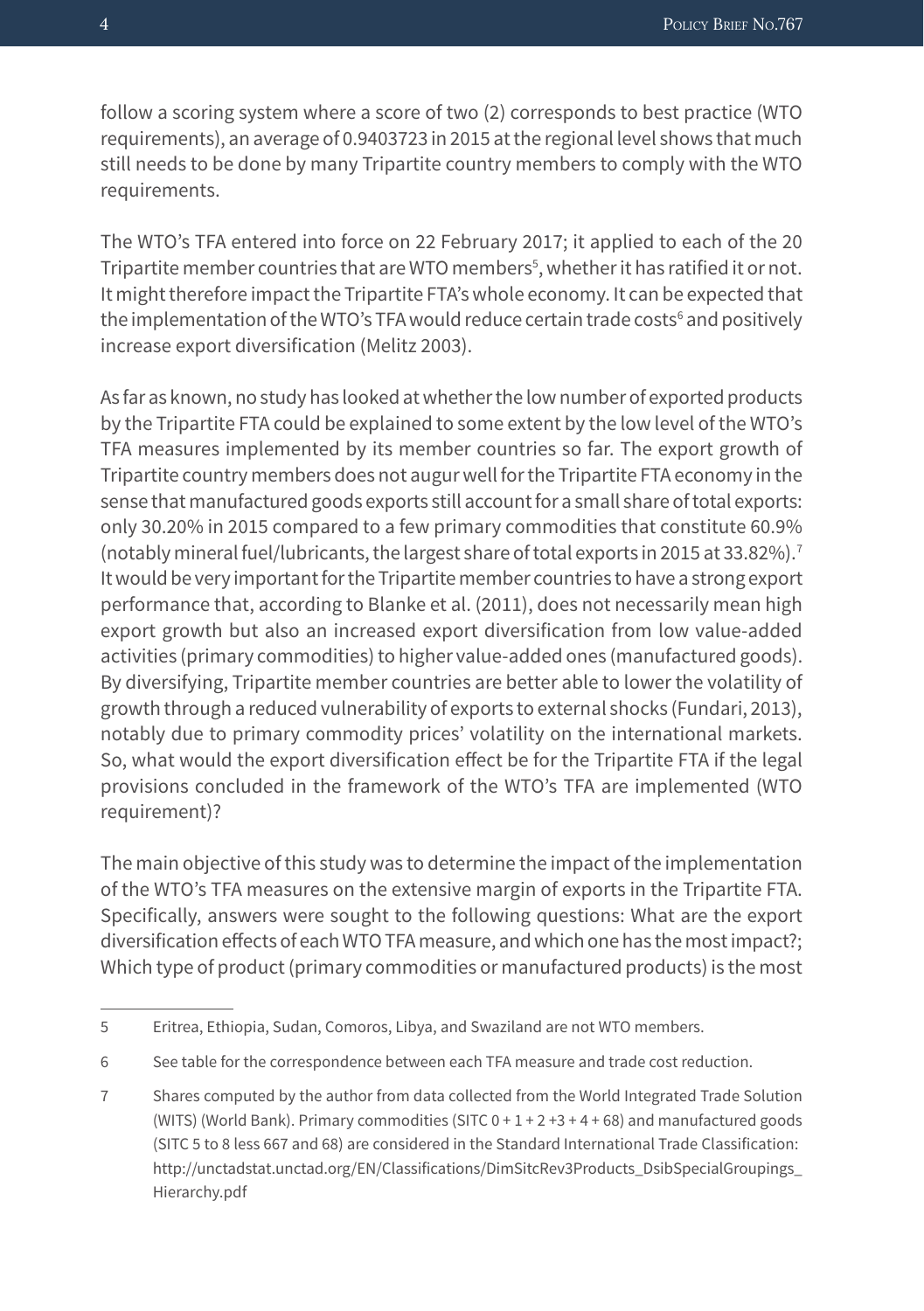follow a scoring system where a score of two (2) corresponds to best practice (WTO requirements), an average of 0.9403723 in 2015 at the regional level shows that much still needs to be done by many Tripartite country members to comply with the WTO requirements.

The WTO's TFA entered into force on 22 February 2017; it applied to each of the 20 Tripartite member countries that are WTO members[5], whether it has ratified it or not. It might therefore impact the Tripartite FTA's whole economy. It can be expected that the implementation of the WTO's TFA would reduce certain trade costs[6] and positively increase export diversification (Melitz 2003).

As far as known, no study has looked at whether the low number of exported products by the Tripartite FTA could be explained to some extent by the low level of the WTO's TFA measures implemented by its member countries so far. The export growth of Tripartite country members does not augur well for the Tripartite FTA economy in the sense that manufactured goods exports still account for a small share of total exports: only 30.20% in 2015 compared to a few primary commodities that constitute 60.9% (notably mineral fuel/lubricants, the largest share of total exports in 2015 at 33.82%).[7] It would be very important for the Tripartite member countries to have a strong export performance that, according to Blanke et al. (2011), does not necessarily mean high export growth but also an increased export diversification from low value-added activities (primary commodities) to higher value-added ones (manufactured goods). By diversifying, Tripartite member countries are better able to lower the volatility of growth through a reduced vulnerability of exports to external shocks (Fundari, 2013), notably due to primary commodity prices' volatility on the international markets. So, what would the export diversification effect be for the Tripartite FTA if the legal provisions concluded in the framework of the WTO's TFA are implemented (WTO requirement)?

The main objective of this study was to determine the impact of the implementation of the WTO's TFA measures on the extensive margin of exports in the Tripartite FTA. Specifically, answers were sought to the following questions: What are the export diversification effects of each WTO TFA measure, and which one has the most impact?; Which type of product (primary commodities or manufactured products) is the most

---

5 Eritrea, Ethiopia, Sudan, Comoros, Libya, and Swaziland are not WTO members.

6 See table for the correspondence between each TFA measure and trade cost reduction.

7 Shares computed by the author from data collected from the World Integrated Trade Solution (WITS) (World Bank). Primary commodities (SITC 0 + 1 + 2 +3 + 4 + 68) and manufactured goods (SITC 5 to 8 less 667 and 68) are considered in the Standard International Trade Classification: http://unctadstat.unctad.org/EN/Classifications/DimSitcRev3Products_DsibSpecialGroupings_Hierarchy.pdf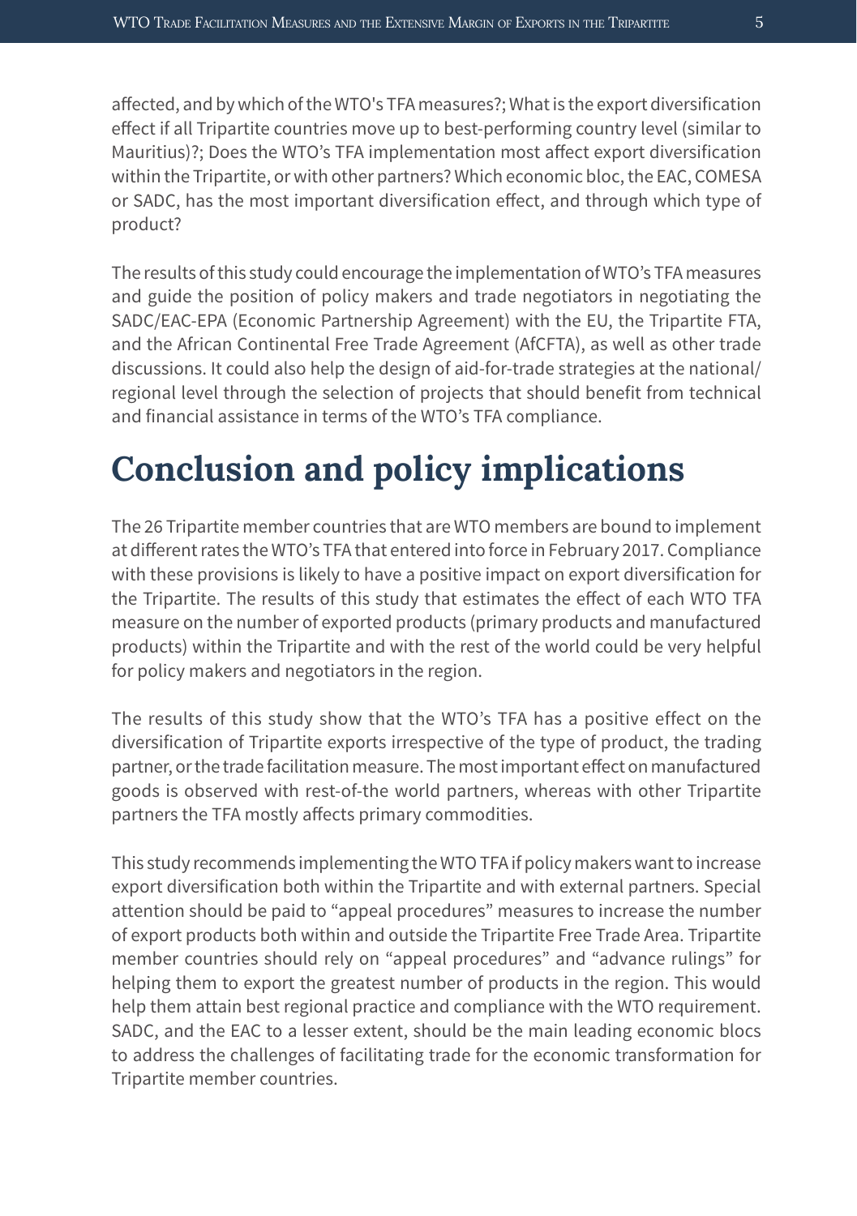affected, and by which of the WTO's TFA measures?; What is the export diversification effect if all Tripartite countries move up to best-performing country level (similar to Mauritius)?; Does the WTO's TFA implementation most affect export diversification within the Tripartite, or with other partners? Which economic bloc, the EAC, COMESA or SADC, has the most important diversification effect, and through which type of product?

The results of this study could encourage the implementation of WTO's TFA measures and guide the position of policy makers and trade negotiators in negotiating the SADC/EAC-EPA (Economic Partnership Agreement) with the EU, the Tripartite FTA, and the African Continental Free Trade Agreement (AfCFTA), as well as other trade discussions. It could also help the design of aid-for-trade strategies at the national/ regional level through the selection of projects that should benefit from technical and financial assistance in terms of the WTO's TFA compliance.

# Conclusion and policy implications

The 26 Tripartite member countries that are WTO members are bound to implement at different rates the WTO's TFA that entered into force in February 2017. Compliance with these provisions is likely to have a positive impact on export diversification for the Tripartite. The results of this study that estimates the effect of each WTO TFA measure on the number of exported products (primary products and manufactured products) within the Tripartite and with the rest of the world could be very helpful for policy makers and negotiators in the region.

The results of this study show that the WTO's TFA has a positive effect on the diversification of Tripartite exports irrespective of the type of product, the trading partner, or the trade facilitation measure. The most important effect on manufactured goods is observed with rest-of-the world partners, whereas with other Tripartite partners the TFA mostly affects primary commodities.

This study recommends implementing the WTO TFA if policy makers want to increase export diversification both within the Tripartite and with external partners. Special attention should be paid to "appeal procedures" measures to increase the number of export products both within and outside the Tripartite Free Trade Area. Tripartite member countries should rely on "appeal procedures" and "advance rulings" for helping them to export the greatest number of products in the region. This would help them attain best regional practice and compliance with the WTO requirement. SADC, and the EAC to a lesser extent, should be the main leading economic blocs to address the challenges of facilitating trade for the economic transformation for Tripartite member countries.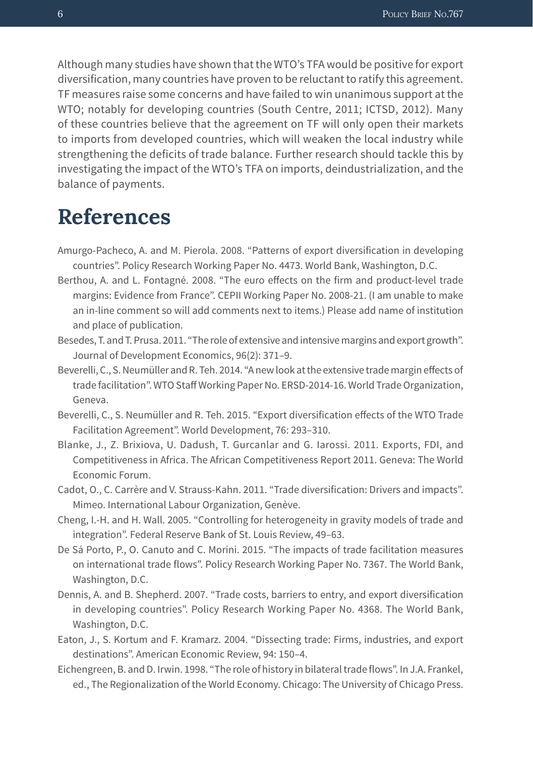Although many studies have shown that the WTO's TFA would be positive for export diversification, many countries have proven to be reluctant to ratify this agreement. TF measures raise some concerns and have failed to win unanimous support at the WTO; notably for developing countries (South Centre, 2011; ICTSD, 2012). Many of these countries believe that the agreement on TF will only open their markets to imports from developed countries, which will weaken the local industry while strengthening the deficits of trade balance. Further research should tackle this by investigating the impact of the WTO's TFA on imports, deindustrialization, and the balance of payments.

# References

Amurgo-Pacheco, A. and M. Pierola. 2008. "Patterns of export diversification in developing countries". Policy Research Working Paper No. 4473. World Bank, Washington, D.C.

Berthou, A. and L. Fontagné. 2008. "The euro effects on the firm and product-level trade margins: Evidence from France". CEPII Working Paper No. 2008-21. (I am unable to make an in-line comment so will add comments next to items.) Please add name of institution and place of publication.

Besedes, T. and T. Prusa. 2011. "The role of extensive and intensive margins and export growth". Journal of Development Economics, 96(2): 371–9.

Beverelli, C., S. Neumüller and R. Teh. 2014. "A new look at the extensive trade margin effects of trade facilitation". WTO Staff Working Paper No. ERSD-2014-16. World Trade Organization, Geneva.

Beverelli, C., S. Neumüller and R. Teh. 2015. "Export diversification effects of the WTO Trade Facilitation Agreement". World Development, 76: 293–310.

Blanke, J., Z. Brixiova, U. Dadush, T. Gurcanlar and G. Iarossi. 2011. Exports, FDI, and Competitiveness in Africa. The African Competitiveness Report 2011. Geneva: The World Economic Forum.

Cadot, O., C. Carrère and V. Strauss-Kahn. 2011. "Trade diversification: Drivers and impacts". Mimeo. International Labour Organization, Genève.

Cheng, I.-H. and H. Wall. 2005. "Controlling for heterogeneity in gravity models of trade and integration". Federal Reserve Bank of St. Louis Review, 49–63.

De Sá Porto, P., O. Canuto and C. Morini. 2015. "The impacts of trade facilitation measures on international trade flows". Policy Research Working Paper No. 7367. The World Bank, Washington, D.C.

Dennis, A. and B. Shepherd. 2007. "Trade costs, barriers to entry, and export diversification in developing countries". Policy Research Working Paper No. 4368. The World Bank, Washington, D.C.

Eaton, J., S. Kortum and F. Kramarz. 2004. "Dissecting trade: Firms, industries, and export destinations". American Economic Review, 94: 150–4.

Eichengreen, B. and D. Irwin. 1998. "The role of history in bilateral trade flows". In J.A. Frankel, ed., The Regionalization of the World Economy. Chicago: The University of Chicago Press.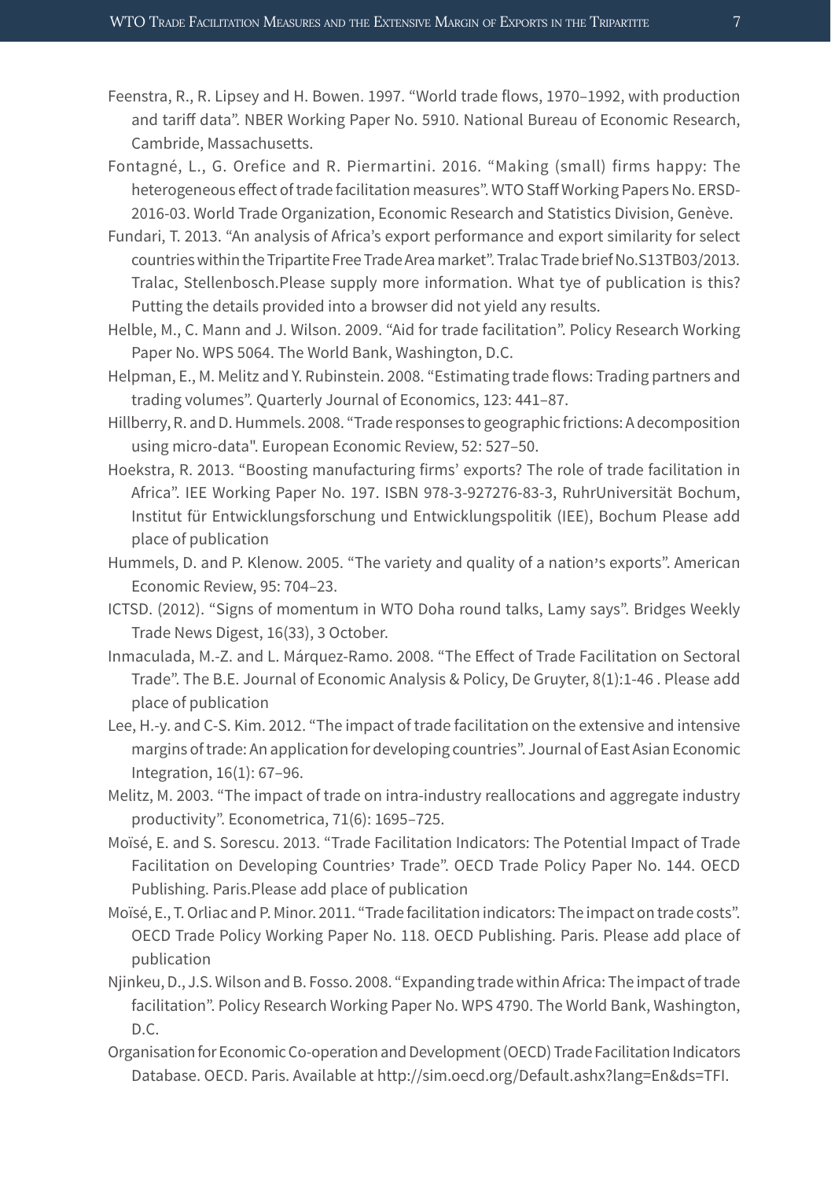Feenstra, R., R. Lipsey and H. Bowen. 1997. "World trade flows, 1970–1992, with production and tariff data". NBER Working Paper No. 5910. National Bureau of Economic Research, Cambride, Massachusetts.

Fontagné, L., G. Orefice and R. Piermartini. 2016. "Making (small) firms happy: The heterogeneous effect of trade facilitation measures". WTO Staff Working Papers No. ERSD-2016-03. World Trade Organization, Economic Research and Statistics Division, Genève.

Fundari, T. 2013. "An analysis of Africa's export performance and export similarity for select countries within the Tripartite Free Trade Area market". Tralac Trade brief No.S13TB03/2013. Tralac, Stellenbosch.Please supply more information. What tye of publication is this? Putting the details provided into a browser did not yield any results.

Helble, M., C. Mann and J. Wilson. 2009. "Aid for trade facilitation". Policy Research Working Paper No. WPS 5064. The World Bank, Washington, D.C.

Helpman, E., M. Melitz and Y. Rubinstein. 2008. "Estimating trade flows: Trading partners and trading volumes". Quarterly Journal of Economics, 123: 441–87.

Hillberry, R. and D. Hummels. 2008. "Trade responses to geographic frictions: A decomposition using micro-data". European Economic Review, 52: 527–50.

Hoekstra, R. 2013. "Boosting manufacturing firms' exports? The role of trade facilitation in Africa". IEE Working Paper No. 197. ISBN 978-3-927276-83-3, RuhrUniversität Bochum, Institut für Entwicklungsforschung und Entwicklungspolitik (IEE), Bochum Please add place of publication

Hummels, D. and P. Klenow. 2005. "The variety and quality of a nation's exports". American Economic Review, 95: 704–23.

ICTSD. (2012). "Signs of momentum in WTO Doha round talks, Lamy says". Bridges Weekly Trade News Digest, 16(33), 3 October.

Inmaculada, M.-Z. and L. Márquez-Ramo. 2008. "The Effect of Trade Facilitation on Sectoral Trade". The B.E. Journal of Economic Analysis & Policy, De Gruyter, 8(1):1-46 . Please add place of publication

Lee, H.-y. and C-S. Kim. 2012. "The impact of trade facilitation on the extensive and intensive margins of trade: An application for developing countries". Journal of East Asian Economic Integration, 16(1): 67–96.

Melitz, M. 2003. "The impact of trade on intra-industry reallocations and aggregate industry productivity". Econometrica, 71(6): 1695–725.

Moïsé, E. and S. Sorescu. 2013. "Trade Facilitation Indicators: The Potential Impact of Trade Facilitation on Developing Countries' Trade". OECD Trade Policy Paper No. 144. OECD Publishing. Paris.Please add place of publication

Moïsé, E., T. Orliac and P. Minor. 2011. "Trade facilitation indicators: The impact on trade costs". OECD Trade Policy Working Paper No. 118. OECD Publishing. Paris. Please add place of publication

Njinkeu, D., J.S. Wilson and B. Fosso. 2008. "Expanding trade within Africa: The impact of trade facilitation". Policy Research Working Paper No. WPS 4790. The World Bank, Washington, D.C.

Organisation for Economic Co-operation and Development (OECD) Trade Facilitation Indicators Database. OECD. Paris. Available at http://sim.oecd.org/Default.ashx?lang=En&ds=TFI.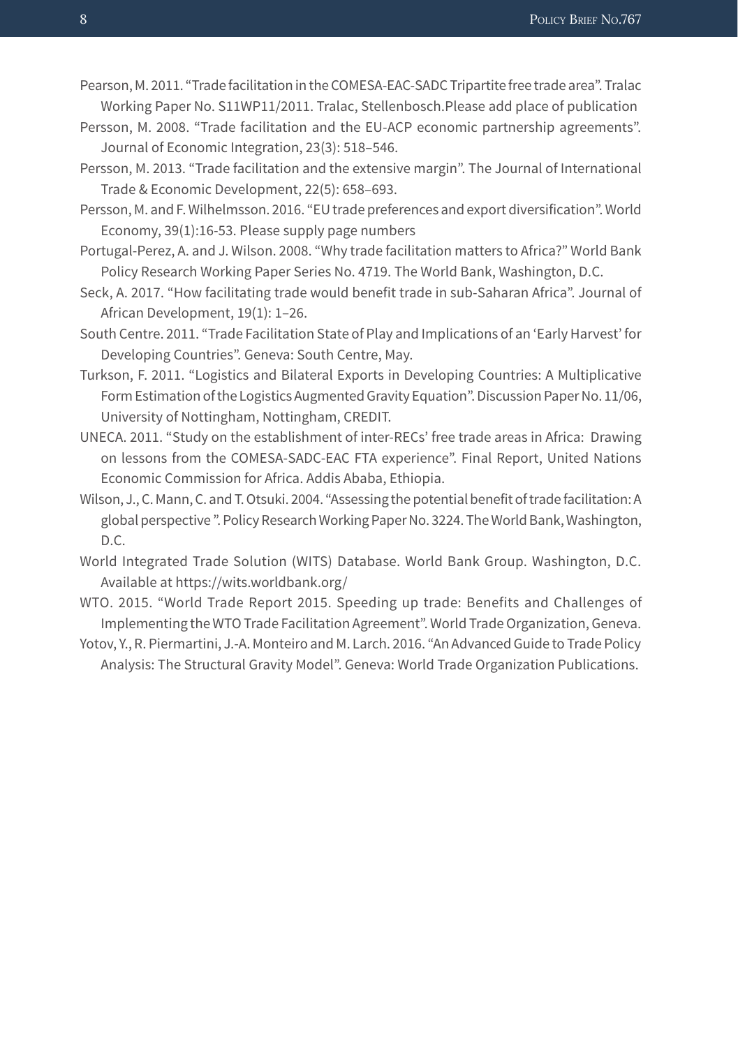Pearson, M. 2011. "Trade facilitation in the COMESA-EAC-SADC Tripartite free trade area". Tralac Working Paper No. S11WP11/2011. Tralac, Stellenbosch.Please add place of publication

Persson, M. 2008. "Trade facilitation and the EU-ACP economic partnership agreements". Journal of Economic Integration, 23(3): 518–546.

Persson, M. 2013. "Trade facilitation and the extensive margin". The Journal of International Trade & Economic Development, 22(5): 658–693.

Persson, M. and F. Wilhelmsson. 2016. "EU trade preferences and export diversification". World Economy, 39(1):16-53. Please supply page numbers

Portugal-Perez, A. and J. Wilson. 2008. "Why trade facilitation matters to Africa?" World Bank Policy Research Working Paper Series No. 4719. The World Bank, Washington, D.C.

Seck, A. 2017. "How facilitating trade would benefit trade in sub-Saharan Africa". Journal of African Development, 19(1): 1–26.

South Centre. 2011. "Trade Facilitation State of Play and Implications of an 'Early Harvest' for Developing Countries". Geneva: South Centre, May.

Turkson, F. 2011. "Logistics and Bilateral Exports in Developing Countries: A Multiplicative Form Estimation of the Logistics Augmented Gravity Equation". Discussion Paper No. 11/06, University of Nottingham, Nottingham, CREDIT.

UNECA. 2011. "Study on the establishment of inter-RECs' free trade areas in Africa: Drawing on lessons from the COMESA-SADC-EAC FTA experience". Final Report, United Nations Economic Commission for Africa. Addis Ababa, Ethiopia.

Wilson, J., C. Mann, C. and T. Otsuki. 2004. "Assessing the potential benefit of trade facilitation: A global perspective ". Policy Research Working Paper No. 3224. The World Bank, Washington, D.C.

World Integrated Trade Solution (WITS) Database. World Bank Group. Washington, D.C. Available at https://wits.worldbank.org/

WTO. 2015. "World Trade Report 2015. Speeding up trade: Benefits and Challenges of Implementing the WTO Trade Facilitation Agreement". World Trade Organization, Geneva.

Yotov, Y., R. Piermartini, J.-A. Monteiro and M. Larch. 2016. "An Advanced Guide to Trade Policy Analysis: The Structural Gravity Model". Geneva: World Trade Organization Publications.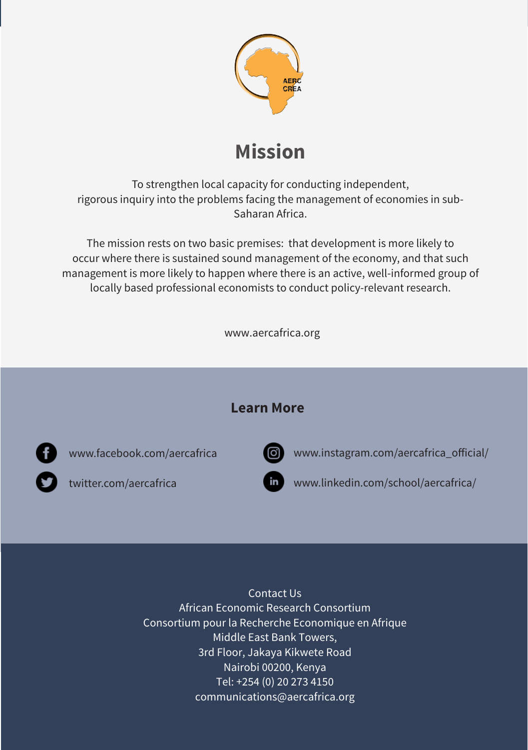# Mission

To strengthen local capacity for conducting independent, rigorous inquiry into the problems facing the management of economies in sub-Saharan Africa.

The mission rests on two basic premises: that development is more likely to occur where there is sustained sound management of the economy, and that such management is more likely to happen where there is an active, well-informed group of locally based professional economists to conduct policy-relevant research.

www.aercafrica.org

## Learn More

www.facebook.com/aercafrica

twitter.com/aercafrica

www.instagram.com/aercafrica_official/

www.linkedin.com/school/aercafrica/

Contact Us
African Economic Research Consortium
Consortium pour la Recherche Economique en Afrique
Middle East Bank Towers,
3rd Floor, Jakaya Kikwete Road
Nairobi 00200, Kenya
Tel: +254 (0) 20 273 4150
communications@aercafrica.org